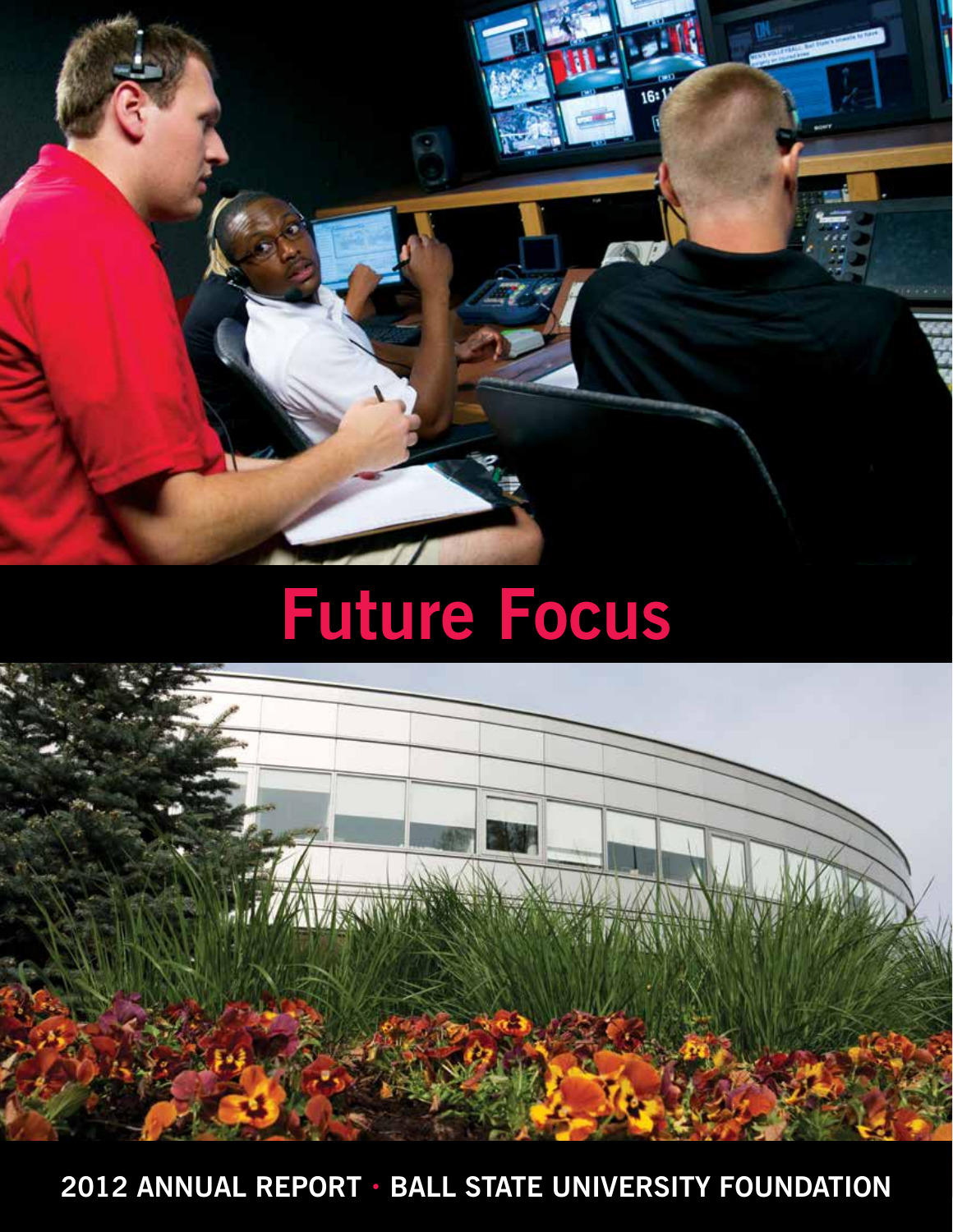# Future Focus

2012 ANNUAL REPORT · BALL STATE UNIVERSITY FOUNDATION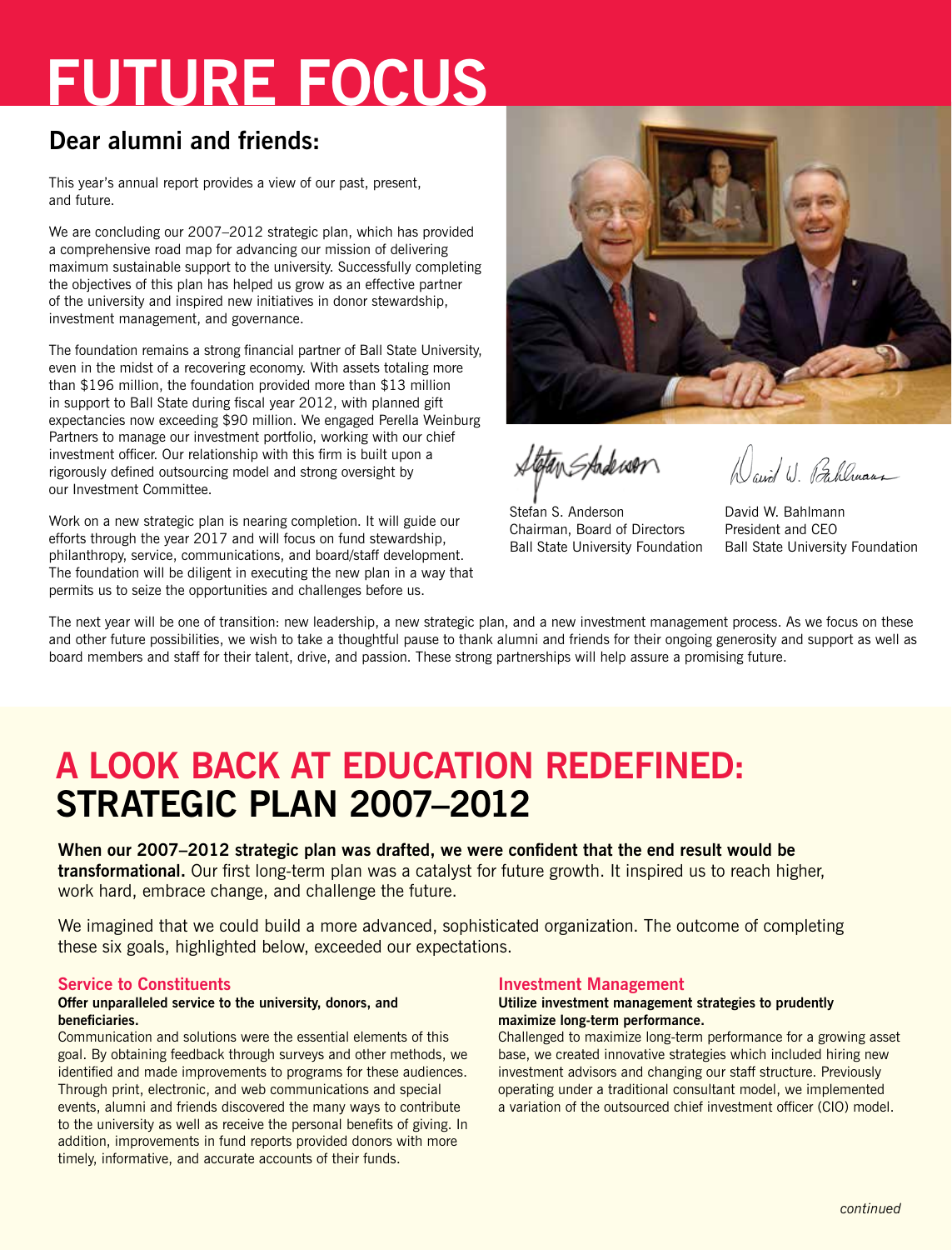# FUTURE FOCUS

## Dear alumni and friends:

This year's annual report provides a view of our past, present, and future.

We are concluding our 2007–2012 strategic plan, which has provided a comprehensive road map for advancing our mission of delivering maximum sustainable support to the university. Successfully completing the objectives of this plan has helped us grow as an effective partner of the university and inspired new initiatives in donor stewardship, investment management, and governance.

The foundation remains a strong financial partner of Ball State University, even in the midst of a recovering economy. With assets totaling more than $196 million, the foundation provided more than $13 million in support to Ball State during fiscal year 2012, with planned gift expectancies now exceeding $90 million. We engaged Perella Weinburg Partners to manage our investment portfolio, working with our chief investment officer. Our relationship with this firm is built upon a rigorously defined outsourcing model and strong oversight by our Investment Committee.

Work on a new strategic plan is nearing completion. It will guide our efforts through the year 2017 and will focus on fund stewardship, philanthropy, service, communications, and board/staff development. The foundation will be diligent in executing the new plan in a way that permits us to seize the opportunities and challenges before us.

Stefan S. Anderson
Chairman, Board of Directors
Ball State University Foundation

David W. Bahlmann
President and CEO
Ball State University Foundation

The next year will be one of transition: new leadership, a new strategic plan, and a new investment management process. As we focus on these and other future possibilities, we wish to take a thoughtful pause to thank alumni and friends for their ongoing generosity and support as well as board members and staff for their talent, drive, and passion. These strong partnerships will help assure a promising future.

# A LOOK BACK AT EDUCATION REDEFINED: STRATEGIC PLAN 2007–2012

**When our 2007–2012 strategic plan was drafted, we were confident that the end result would be transformational.** Our first long-term plan was a catalyst for future growth. It inspired us to reach higher, work hard, embrace change, and challenge the future.

We imagined that we could build a more advanced, sophisticated organization. The outcome of completing these six goals, highlighted below, exceeded our expectations.

### Service to Constituents

**Offer unparalleled service to the university, donors, and beneficiaries.**

Communication and solutions were the essential elements of this goal. By obtaining feedback through surveys and other methods, we identified and made improvements to programs for these audiences. Through print, electronic, and web communications and special events, alumni and friends discovered the many ways to contribute to the university as well as receive the personal benefits of giving. In addition, improvements in fund reports provided donors with more timely, informative, and accurate accounts of their funds.

### Investment Management

**Utilize investment management strategies to prudently maximize long-term performance.**

Challenged to maximize long-term performance for a growing asset base, we created innovative strategies which included hiring new investment advisors and changing our staff structure. Previously operating under a traditional consultant model, we implemented a variation of the outsourced chief investment officer (CIO) model.

*continued*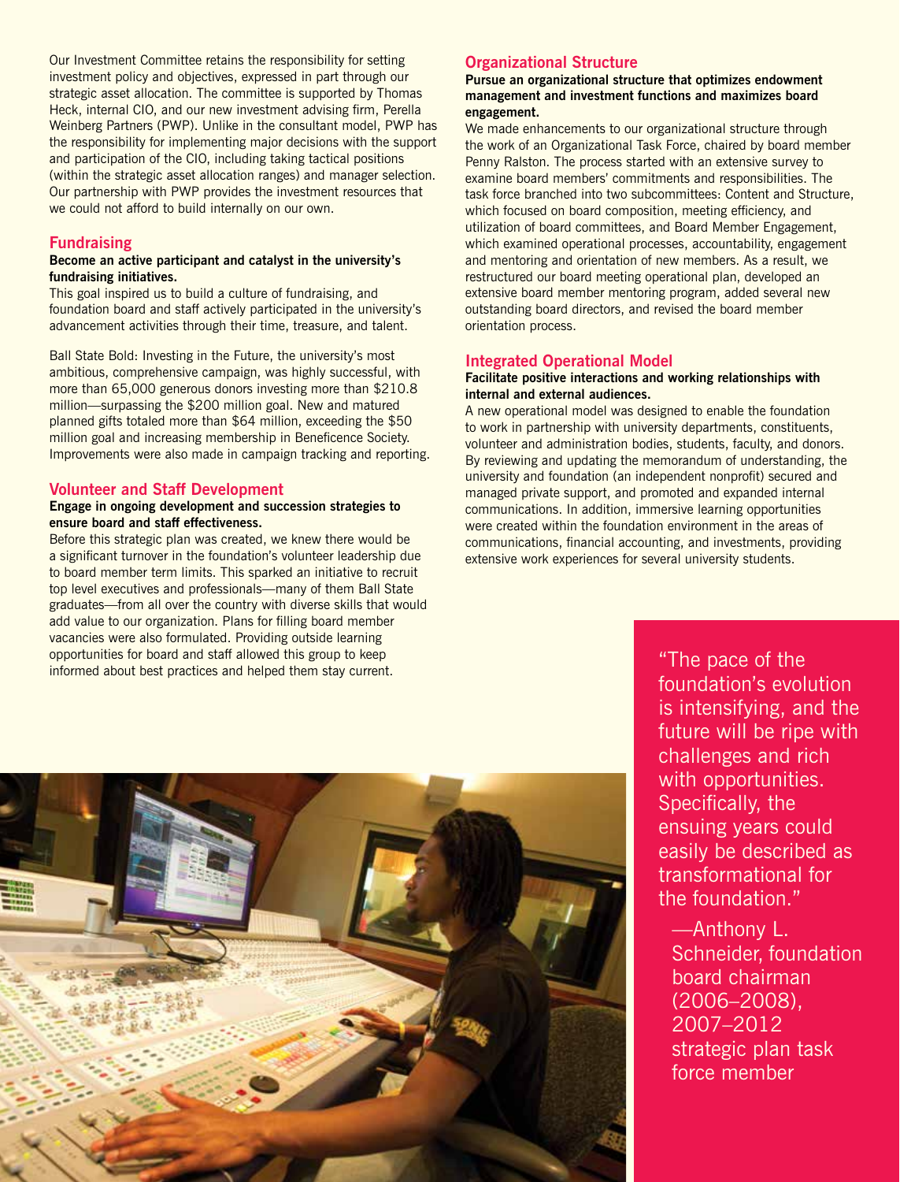Our Investment Committee retains the responsibility for setting investment policy and objectives, expressed in part through our strategic asset allocation. The committee is supported by Thomas Heck, internal CIO, and our new investment advising firm, Perella Weinberg Partners (PWP). Unlike in the consultant model, PWP has the responsibility for implementing major decisions with the support and participation of the CIO, including taking tactical positions (within the strategic asset allocation ranges) and manager selection. Our partnership with PWP provides the investment resources that we could not afford to build internally on our own.

## Fundraising

**Become an active participant and catalyst in the university's fundraising initiatives.**

This goal inspired us to build a culture of fundraising, and foundation board and staff actively participated in the university's advancement activities through their time, treasure, and talent.

Ball State Bold: Investing in the Future, the university's most ambitious, comprehensive campaign, was highly successful, with more than 65,000 generous donors investing more than $210.8 million—surpassing the $200 million goal. New and matured planned gifts totaled more than $64 million, exceeding the $50 million goal and increasing membership in Beneficence Society. Improvements were also made in campaign tracking and reporting.

## Volunteer and Staff Development

**Engage in ongoing development and succession strategies to ensure board and staff effectiveness.**

Before this strategic plan was created, we knew there would be a significant turnover in the foundation's volunteer leadership due to board member term limits. This sparked an initiative to recruit top level executives and professionals—many of them Ball State graduates—from all over the country with diverse skills that would add value to our organization. Plans for filling board member vacancies were also formulated. Providing outside learning opportunities for board and staff allowed this group to keep informed about best practices and helped them stay current.

## Organizational Structure

**Pursue an organizational structure that optimizes endowment management and investment functions and maximizes board engagement.**

We made enhancements to our organizational structure through the work of an Organizational Task Force, chaired by board member Penny Ralston. The process started with an extensive survey to examine board members' commitments and responsibilities. The task force branched into two subcommittees: Content and Structure, which focused on board composition, meeting efficiency, and utilization of board committees, and Board Member Engagement, which examined operational processes, accountability, engagement and mentoring and orientation of new members. As a result, we restructured our board meeting operational plan, developed an extensive board member mentoring program, added several new outstanding board directors, and revised the board member orientation process.

## Integrated Operational Model

**Facilitate positive interactions and working relationships with internal and external audiences.**

A new operational model was designed to enable the foundation to work in partnership with university departments, constituents, volunteer and administration bodies, students, faculty, and donors. By reviewing and updating the memorandum of understanding, the university and foundation (an independent nonprofit) secured and managed private support, and promoted and expanded internal communications. In addition, immersive learning opportunities were created within the foundation environment in the areas of communications, financial accounting, and investments, providing extensive work experiences for several university students.

"The pace of the foundation's evolution is intensifying, and the future will be ripe with challenges and rich with opportunities. Specifically, the ensuing years could easily be described as transformational for the foundation."

—Anthony L. Schneider, foundation board chairman (2006–2008), 2007–2012 strategic plan task force member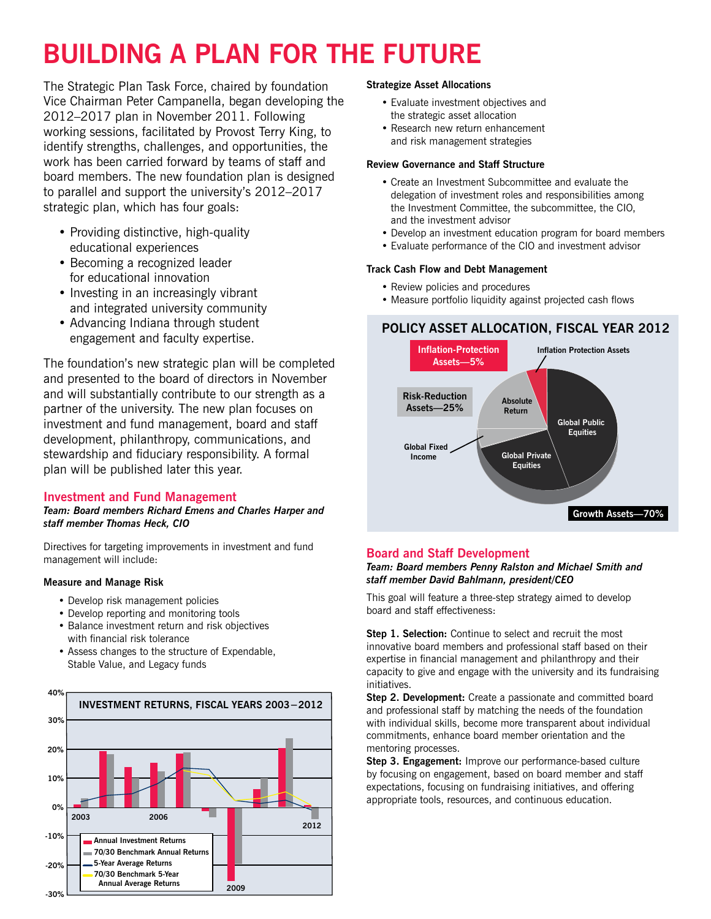# BUILDING A PLAN FOR THE FUTURE

The Strategic Plan Task Force, chaired by foundation Vice Chairman Peter Campanella, began developing the 2012–2017 plan in November 2011. Following working sessions, facilitated by Provost Terry King, to identify strengths, challenges, and opportunities, the work has been carried forward by teams of staff and board members. The new foundation plan is designed to parallel and support the university's 2012–2017 strategic plan, which has four goals:

- Providing distinctive, high-quality educational experiences
- Becoming a recognized leader for educational innovation
- Investing in an increasingly vibrant and integrated university community
- Advancing Indiana through student engagement and faculty expertise.

The foundation's new strategic plan will be completed and presented to the board of directors in November and will substantially contribute to our strength as a partner of the university. The new plan focuses on investment and fund management, board and staff development, philanthropy, communications, and stewardship and fiduciary responsibility. A formal plan will be published later this year.

## Investment and Fund Management

***Team: Board members Richard Emens and Charles Harper and staff member Thomas Heck, CIO***

Directives for targeting improvements in investment and fund management will include:

**Measure and Manage Risk**

- Develop risk management policies
- Develop reporting and monitoring tools
- Balance investment return and risk objectives with financial risk tolerance
- Assess changes to the structure of Expendable, Stable Value, and Legacy funds

**INVESTMENT RETURNS, FISCAL YEARS 2003–2012**

Legend: Annual Investment Returns; 70/30 Benchmark Annual Returns; 5-Year Average Returns; 70/30 Benchmark 5-Year Annual Average Returns

**Strategize Asset Allocations**

- Evaluate investment objectives and the strategic asset allocation
- Research new return enhancement and risk management strategies

**Review Governance and Staff Structure**

- Create an Investment Subcommittee and evaluate the delegation of investment roles and responsibilities among the Investment Committee, the subcommittee, the CIO, and the investment advisor
- Develop an investment education program for board members
- Evaluate performance of the CIO and investment advisor

**Track Cash Flow and Debt Management**

- Review policies and procedures
- Measure portfolio liquidity against projected cash flows

**POLICY ASSET ALLOCATION, FISCAL YEAR 2012**

- Inflation-Protection Assets—5%: Inflation Protection Assets
- Risk-Reduction Assets—25%: Absolute Return, Global Fixed Income
- Growth Assets—70%: Global Public Equities, Global Private Equities

## Board and Staff Development

***Team: Board members Penny Ralston and Michael Smith and staff member David Bahlmann, president/CEO***

This goal will feature a three-step strategy aimed to develop board and staff effectiveness:

**Step 1. Selection:** Continue to select and recruit the most innovative board members and professional staff based on their expertise in financial management and philanthropy and their capacity to give and engage with the university and its fundraising initiatives.

**Step 2. Development:** Create a passionate and committed board and professional staff by matching the needs of the foundation with individual skills, become more transparent about individual commitments, enhance board member orientation and the mentoring processes.

**Step 3. Engagement:** Improve our performance-based culture by focusing on engagement, based on board member and staff expectations, focusing on fundraising initiatives, and offering appropriate tools, resources, and continuous education.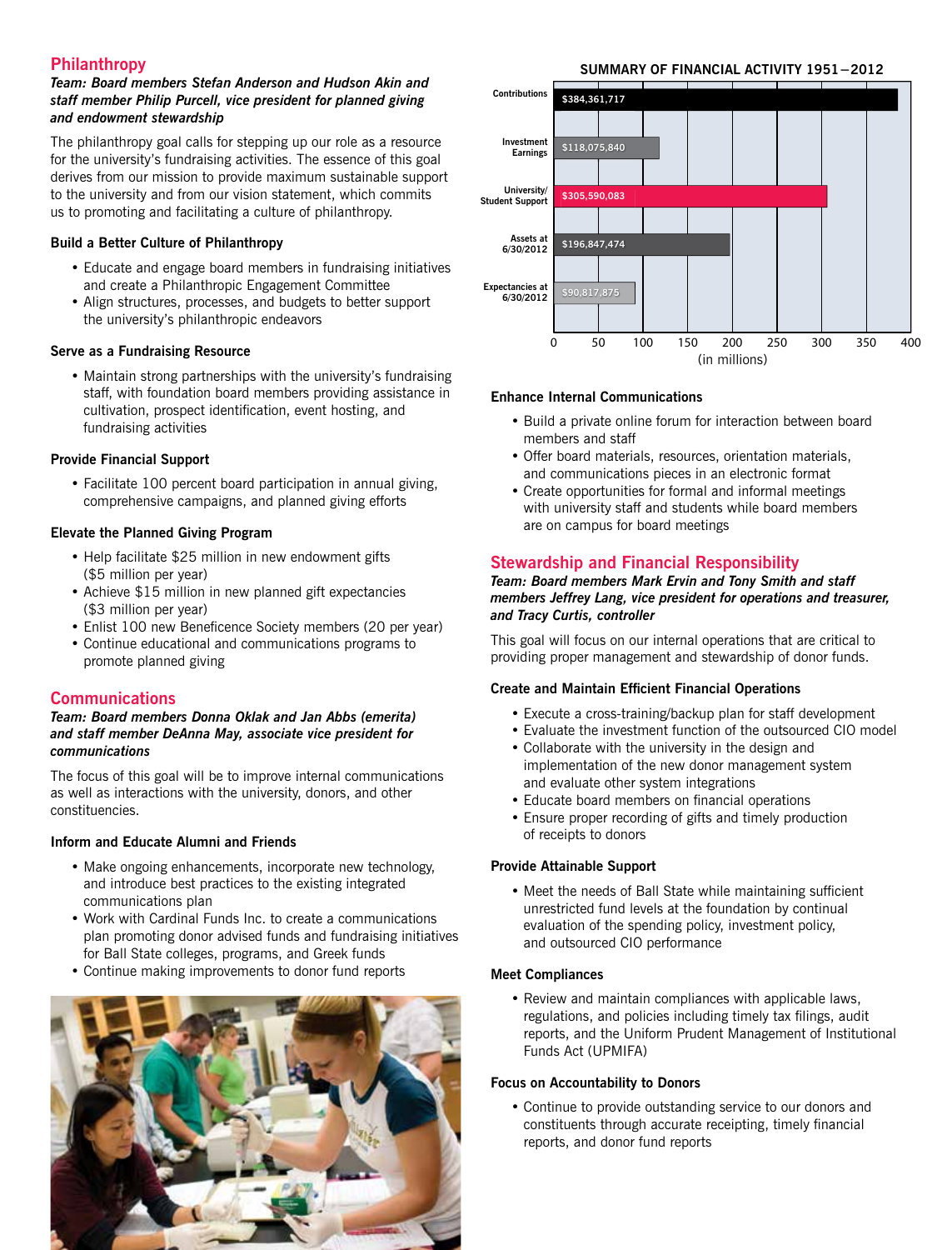## Philanthropy

***Team: Board members Stefan Anderson and Hudson Akin and staff member Philip Purcell, vice president for planned giving and endowment stewardship***

The philanthropy goal calls for stepping up our role as a resource for the university's fundraising activities. The essence of this goal derives from our mission to provide maximum sustainable support to the university and from our vision statement, which commits us to promoting and facilitating a culture of philanthropy.

### Build a Better Culture of Philanthropy

- Educate and engage board members in fundraising initiatives and create a Philanthropic Engagement Committee
- Align structures, processes, and budgets to better support the university's philanthropic endeavors

### Serve as a Fundraising Resource

- Maintain strong partnerships with the university's fundraising staff, with foundation board members providing assistance in cultivation, prospect identification, event hosting, and fundraising activities

### Provide Financial Support

- Facilitate 100 percent board participation in annual giving, comprehensive campaigns, and planned giving efforts

### Elevate the Planned Giving Program

- Help facilitate $25 million in new endowment gifts ($5 million per year)
- Achieve $15 million in new planned gift expectancies ($3 million per year)
- Enlist 100 new Beneficence Society members (20 per year)
- Continue educational and communications programs to promote planned giving

## Communications

***Team: Board members Donna Oklak and Jan Abbs (emerita) and staff member DeAnna May, associate vice president for communications***

The focus of this goal will be to improve internal communications as well as interactions with the university, donors, and other constituencies.

### Inform and Educate Alumni and Friends

- Make ongoing enhancements, incorporate new technology, and introduce best practices to the existing integrated communications plan
- Work with Cardinal Funds Inc. to create a communications plan promoting donor advised funds and fundraising initiatives for Ball State colleges, programs, and Greek funds
- Continue making improvements to donor fund reports

**SUMMARY OF FINANCIAL ACTIVITY 1951–2012**

| Category | Amount |
|---|---|
| Contributions | $384,361,717 |
| Investment Earnings | $118,075,840 |
| University/Student Support | $305,590,083 |
| Assets at 6/30/2012 | $196,847,474 |
| Expectancies at 6/30/2012 | $90,817,875 |

(in millions)

### Enhance Internal Communications

- Build a private online forum for interaction between board members and staff
- Offer board materials, resources, orientation materials, and communications pieces in an electronic format
- Create opportunities for formal and informal meetings with university staff and students while board members are on campus for board meetings

## Stewardship and Financial Responsibility

***Team: Board members Mark Ervin and Tony Smith and staff members Jeffrey Lang, vice president for operations and treasurer, and Tracy Curtis, controller***

This goal will focus on our internal operations that are critical to providing proper management and stewardship of donor funds.

### Create and Maintain Efficient Financial Operations

- Execute a cross-training/backup plan for staff development
- Evaluate the investment function of the outsourced CIO model
- Collaborate with the university in the design and implementation of the new donor management system and evaluate other system integrations
- Educate board members on financial operations
- Ensure proper recording of gifts and timely production of receipts to donors

### Provide Attainable Support

- Meet the needs of Ball State while maintaining sufficient unrestricted fund levels at the foundation by continual evaluation of the spending policy, investment policy, and outsourced CIO performance

### Meet Compliances

- Review and maintain compliances with applicable laws, regulations, and policies including timely tax filings, audit reports, and the Uniform Prudent Management of Institutional Funds Act (UPMIFA)

### Focus on Accountability to Donors

- Continue to provide outstanding service to our donors and constituents through accurate receipting, timely financial reports, and donor fund reports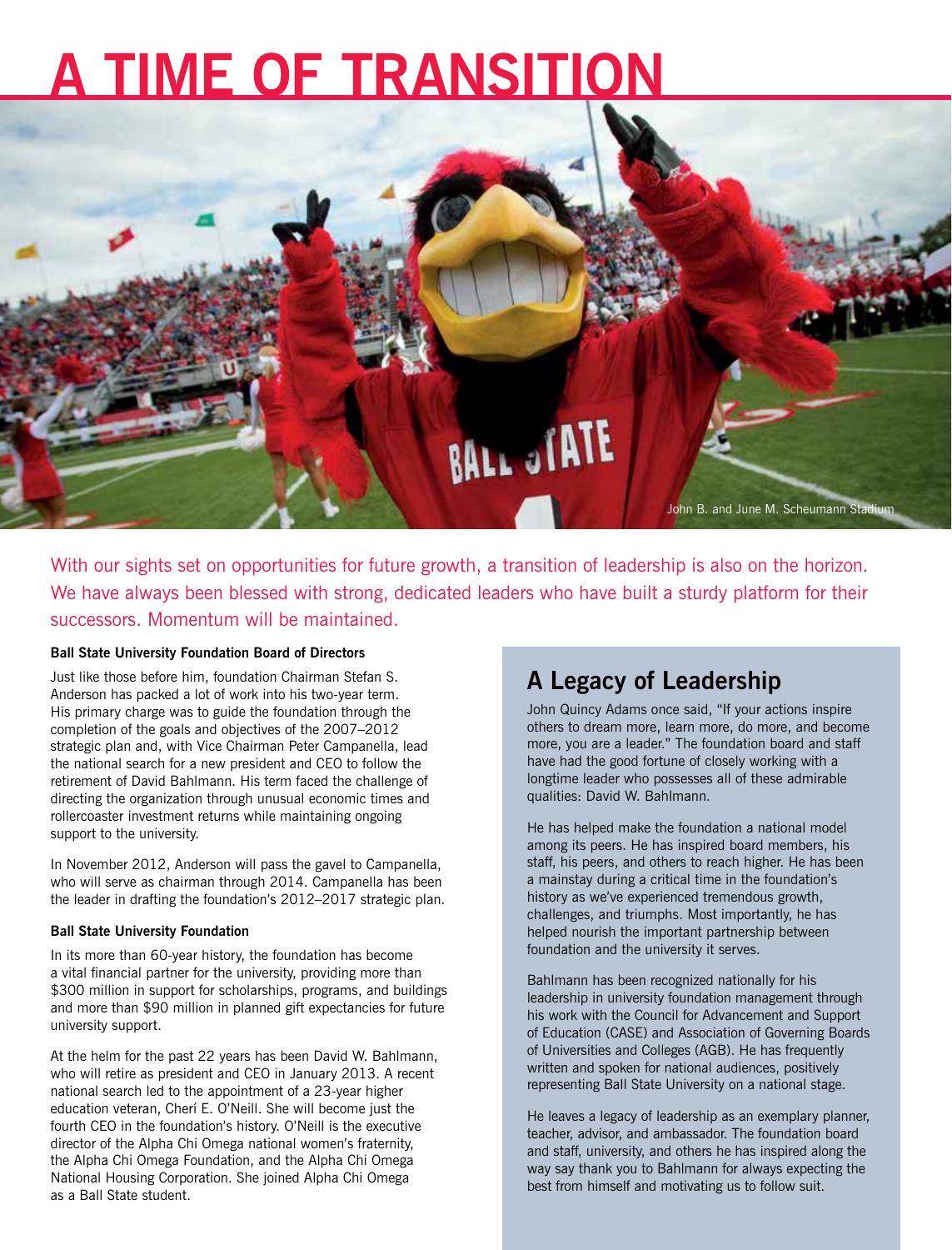# A TIME OF TRANSITION

John B. and June M. Scheumann Stadium

With our sights set on opportunities for future growth, a transition of leadership is also on the horizon. We have always been blessed with strong, dedicated leaders who have built a sturdy platform for their successors. Momentum will be maintained.

**Ball State University Foundation Board of Directors**

Just like those before him, foundation Chairman Stefan S. Anderson has packed a lot of work into his two-year term. His primary charge was to guide the foundation through the completion of the goals and objectives of the 2007–2012 strategic plan and, with Vice Chairman Peter Campanella, lead the national search for a new president and CEO to follow the retirement of David Bahlmann. His term faced the challenge of directing the organization through unusual economic times and rollercoaster investment returns while maintaining ongoing support to the university.

In November 2012, Anderson will pass the gavel to Campanella, who will serve as chairman through 2014. Campanella has been the leader in drafting the foundation's 2012–2017 strategic plan.

**Ball State University Foundation**

In its more than 60-year history, the foundation has become a vital financial partner for the university, providing more than $300 million in support for scholarships, programs, and buildings and more than $90 million in planned gift expectancies for future university support.

At the helm for the past 22 years has been David W. Bahlmann, who will retire as president and CEO in January 2013. A recent national search led to the appointment of a 23-year higher education veteran, Cherí E. O'Neill. She will become just the fourth CEO in the foundation's history. O'Neill is the executive director of the Alpha Chi Omega national women's fraternity, the Alpha Chi Omega Foundation, and the Alpha Chi Omega National Housing Corporation. She joined Alpha Chi Omega as a Ball State student.

## A Legacy of Leadership

John Quincy Adams once said, "If your actions inspire others to dream more, learn more, do more, and become more, you are a leader." The foundation board and staff have had the good fortune of closely working with a longtime leader who possesses all of these admirable qualities: David W. Bahlmann.

He has helped make the foundation a national model among its peers. He has inspired board members, his staff, his peers, and others to reach higher. He has been a mainstay during a critical time in the foundation's history as we've experienced tremendous growth, challenges, and triumphs. Most importantly, he has helped nourish the important partnership between foundation and the university it serves.

Bahlmann has been recognized nationally for his leadership in university foundation management through his work with the Council for Advancement and Support of Education (CASE) and Association of Governing Boards of Universities and Colleges (AGB). He has frequently written and spoken for national audiences, positively representing Ball State University on a national stage.

He leaves a legacy of leadership as an exemplary planner, teacher, advisor, and ambassador. The foundation board and staff, university, and others he has inspired along the way say thank you to Bahlmann for always expecting the best from himself and motivating us to follow suit.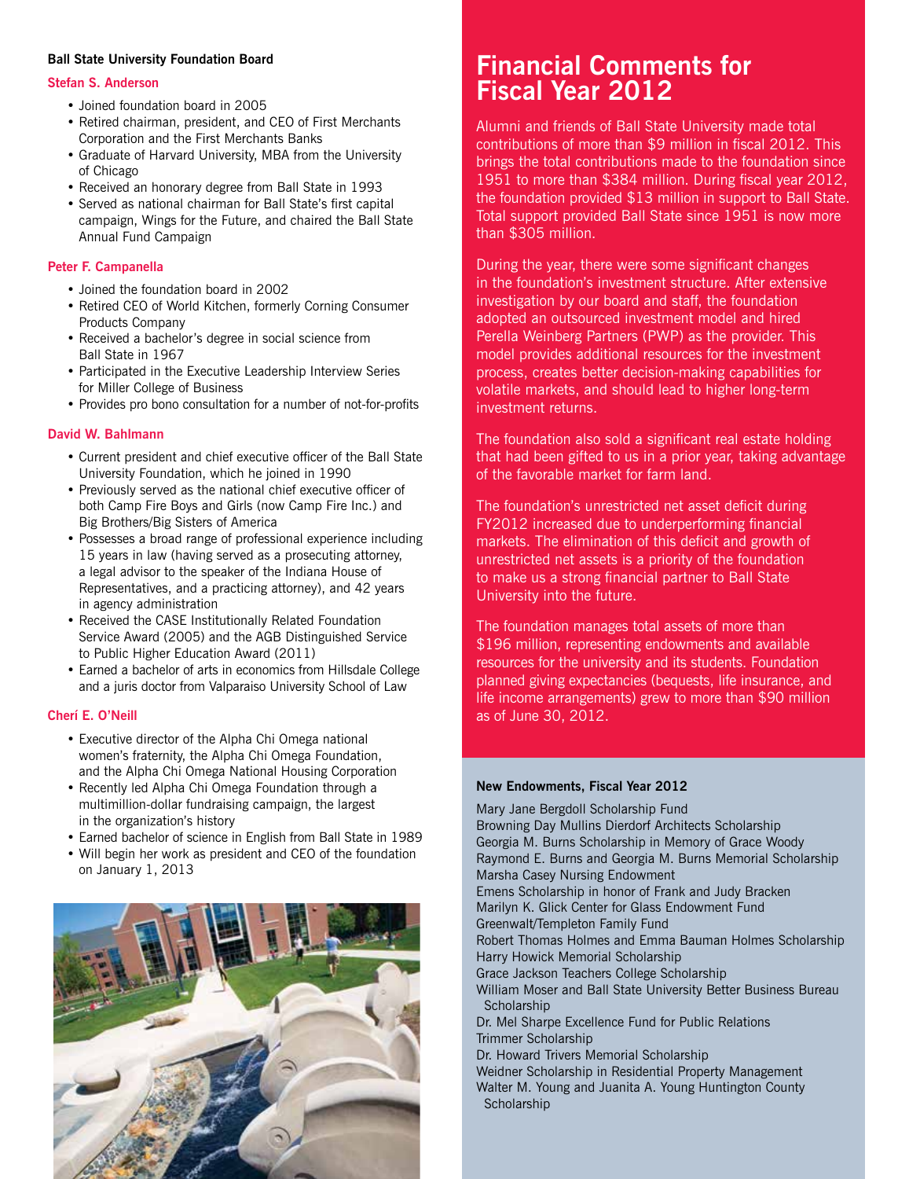**Ball State University Foundation Board**

### Stefan S. Anderson

- Joined foundation board in 2005
- Retired chairman, president, and CEO of First Merchants Corporation and the First Merchants Banks
- Graduate of Harvard University, MBA from the University of Chicago
- Received an honorary degree from Ball State in 1993
- Served as national chairman for Ball State's first capital campaign, Wings for the Future, and chaired the Ball State Annual Fund Campaign

### Peter F. Campanella

- Joined the foundation board in 2002
- Retired CEO of World Kitchen, formerly Corning Consumer Products Company
- Received a bachelor's degree in social science from Ball State in 1967
- Participated in the Executive Leadership Interview Series for Miller College of Business
- Provides pro bono consultation for a number of not-for-profits

### David W. Bahlmann

- Current president and chief executive officer of the Ball State University Foundation, which he joined in 1990
- Previously served as the national chief executive officer of both Camp Fire Boys and Girls (now Camp Fire Inc.) and Big Brothers/Big Sisters of America
- Possesses a broad range of professional experience including 15 years in law (having served as a prosecuting attorney, a legal advisor to the speaker of the Indiana House of Representatives, and a practicing attorney), and 42 years in agency administration
- Received the CASE Institutionally Related Foundation Service Award (2005) and the AGB Distinguished Service to Public Higher Education Award (2011)
- Earned a bachelor of arts in economics from Hillsdale College and a juris doctor from Valparaiso University School of Law

### Cherí E. O'Neill

- Executive director of the Alpha Chi Omega national women's fraternity, the Alpha Chi Omega Foundation, and the Alpha Chi Omega National Housing Corporation
- Recently led Alpha Chi Omega Foundation through a multimillion-dollar fundraising campaign, the largest in the organization's history
- Earned bachelor of science in English from Ball State in 1989
- Will begin her work as president and CEO of the foundation on January 1, 2013

# Financial Comments for Fiscal Year 2012

Alumni and friends of Ball State University made total contributions of more than $9 million in fiscal 2012. This brings the total contributions made to the foundation since 1951 to more than $384 million. During fiscal year 2012, the foundation provided $13 million in support to Ball State. Total support provided Ball State since 1951 is now more than $305 million.

During the year, there were some significant changes in the foundation's investment structure. After extensive investigation by our board and staff, the foundation adopted an outsourced investment model and hired Perella Weinberg Partners (PWP) as the provider. This model provides additional resources for the investment process, creates better decision-making capabilities for volatile markets, and should lead to higher long-term investment returns.

The foundation also sold a significant real estate holding that had been gifted to us in a prior year, taking advantage of the favorable market for farm land.

The foundation's unrestricted net asset deficit during FY2012 increased due to underperforming financial markets. The elimination of this deficit and growth of unrestricted net assets is a priority of the foundation to make us a strong financial partner to Ball State University into the future.

The foundation manages total assets of more than $196 million, representing endowments and available resources for the university and its students. Foundation planned giving expectancies (bequests, life insurance, and life income arrangements) grew to more than $90 million as of June 30, 2012.

**New Endowments, Fiscal Year 2012**

Mary Jane Bergdoll Scholarship Fund
Browning Day Mullins Dierdorf Architects Scholarship
Georgia M. Burns Scholarship in Memory of Grace Woody
Raymond E. Burns and Georgia M. Burns Memorial Scholarship
Marsha Casey Nursing Endowment
Emens Scholarship in honor of Frank and Judy Bracken
Marilyn K. Glick Center for Glass Endowment Fund
Greenwalt/Templeton Family Fund
Robert Thomas Holmes and Emma Bauman Holmes Scholarship
Harry Howick Memorial Scholarship
Grace Jackson Teachers College Scholarship
William Moser and Ball State University Better Business Bureau Scholarship
Dr. Mel Sharpe Excellence Fund for Public Relations
Trimmer Scholarship
Dr. Howard Trivers Memorial Scholarship
Weidner Scholarship in Residential Property Management
Walter M. Young and Juanita A. Young Huntington County Scholarship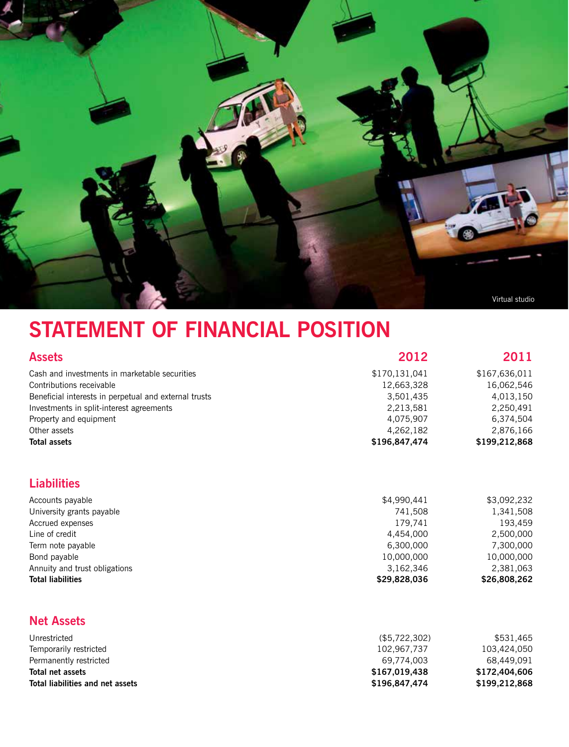Virtual studio

# STATEMENT OF FINANCIAL POSITION

| Assets | 2012 | 2011 |
|---|---|---|
| Cash and investments in marketable securities | $170,131,041 | $167,636,011 |
| Contributions receivable | 12,663,328 | 16,062,546 |
| Beneficial interests in perpetual and external trusts | 3,501,435 | 4,013,150 |
| Investments in split-interest agreements | 2,213,581 | 2,250,491 |
| Property and equipment | 4,075,907 | 6,374,504 |
| Other assets | 4,262,182 | 2,876,166 |
| **Total assets** | **$196,847,474** | **$199,212,868** |

| Liabilities | | |
|---|---|---|
| Accounts payable | $4,990,441 | $3,092,232 |
| University grants payable | 741,508 | 1,341,508 |
| Accrued expenses | 179,741 | 193,459 |
| Line of credit | 4,454,000 | 2,500,000 |
| Term note payable | 6,300,000 | 7,300,000 |
| Bond payable | 10,000,000 | 10,000,000 |
| Annuity and trust obligations | 3,162,346 | 2,381,063 |
| **Total liabilities** | **$29,828,036** | **$26,808,262** |

| Net Assets | | |
|---|---|---|
| Unrestricted | ($5,722,302) | $531,465 |
| Temporarily restricted | 102,967,737 | 103,424,050 |
| Permanently restricted | 69,774,003 | 68,449,091 |
| **Total net assets** | **$167,019,438** | **$172,404,606** |
| **Total liabilities and net assets** | **$196,847,474** | **$199,212,868** |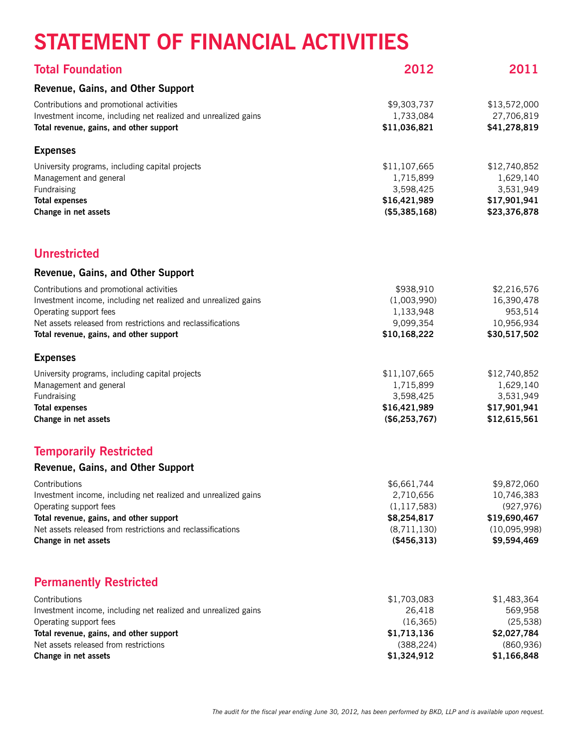# STATEMENT OF FINANCIAL ACTIVITIES

## Total Foundation

| | 2012 | 2011 |
|---|---|---|
| **Revenue, Gains, and Other Support** | | |
| Contributions and promotional activities | $9,303,737 | $13,572,000 |
| Investment income, including net realized and unrealized gains | 1,733,084 | 27,706,819 |
| **Total revenue, gains, and other support** | **$11,036,821** | **$41,278,819** |
| **Expenses** | | |
| University programs, including capital projects | $11,107,665 | $12,740,852 |
| Management and general | 1,715,899 | 1,629,140 |
| Fundraising | 3,598,425 | 3,531,949 |
| **Total expenses** | **$16,421,989** | **$17,901,941** |
| **Change in net assets** | **($5,385,168)** | **$23,376,878** |

## Unrestricted

| | 2012 | 2011 |
|---|---|---|
| **Revenue, Gains, and Other Support** | | |
| Contributions and promotional activities | $938,910 | $2,216,576 |
| Investment income, including net realized and unrealized gains | (1,003,990) | 16,390,478 |
| Operating support fees | 1,133,948 | 953,514 |
| Net assets released from restrictions and reclassifications | 9,099,354 | 10,956,934 |
| **Total revenue, gains, and other support** | **$10,168,222** | **$30,517,502** |
| **Expenses** | | |
| University programs, including capital projects | $11,107,665 | $12,740,852 |
| Management and general | 1,715,899 | 1,629,140 |
| Fundraising | 3,598,425 | 3,531,949 |
| **Total expenses** | **$16,421,989** | **$17,901,941** |
| **Change in net assets** | **($6,253,767)** | **$12,615,561** |

## Temporarily Restricted

| | 2012 | 2011 |
|---|---|---|
| **Revenue, Gains, and Other Support** | | |
| Contributions | $6,661,744 | $9,872,060 |
| Investment income, including net realized and unrealized gains | 2,710,656 | 10,746,383 |
| Operating support fees | (1,117,583) | (927,976) |
| **Total revenue, gains, and other support** | **$8,254,817** | **$19,690,467** |
| Net assets released from restrictions and reclassifications | (8,711,130) | (10,095,998) |
| **Change in net assets** | **($456,313)** | **$9,594,469** |

## Permanently Restricted

| | 2012 | 2011 |
|---|---|---|
| Contributions | $1,703,083 | $1,483,364 |
| Investment income, including net realized and unrealized gains | 26,418 | 569,958 |
| Operating support fees | (16,365) | (25,538) |
| **Total revenue, gains, and other support** | **$1,713,136** | **$2,027,784** |
| Net assets released from restrictions | (388,224) | (860,936) |
| **Change in net assets** | **$1,324,912** | **$1,166,848** |

*The audit for the fiscal year ending June 30, 2012, has been performed by BKD, LLP and is available upon request.*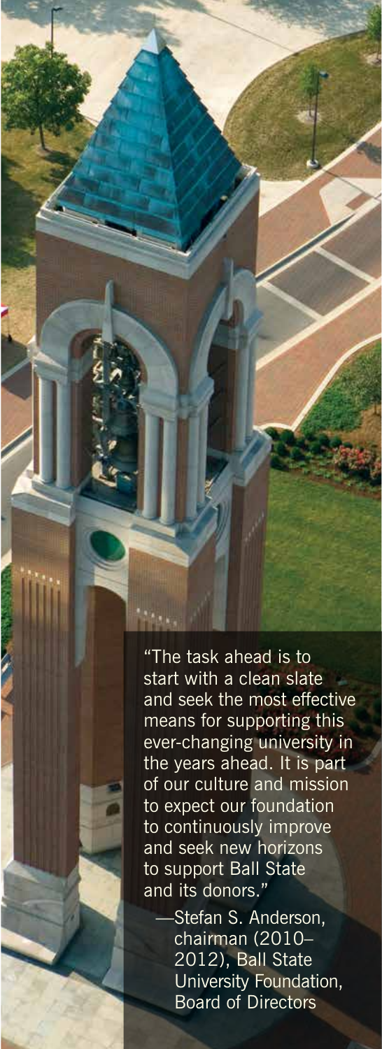"The task ahead is to start with a clean slate and seek the most effective means for supporting this ever-changing university in the years ahead. It is part of our culture and mission to expect our foundation to continuously improve and seek new horizons to support Ball State and its donors."

—Stefan S. Anderson, chairman (2010–2012), Ball State University Foundation, Board of Directors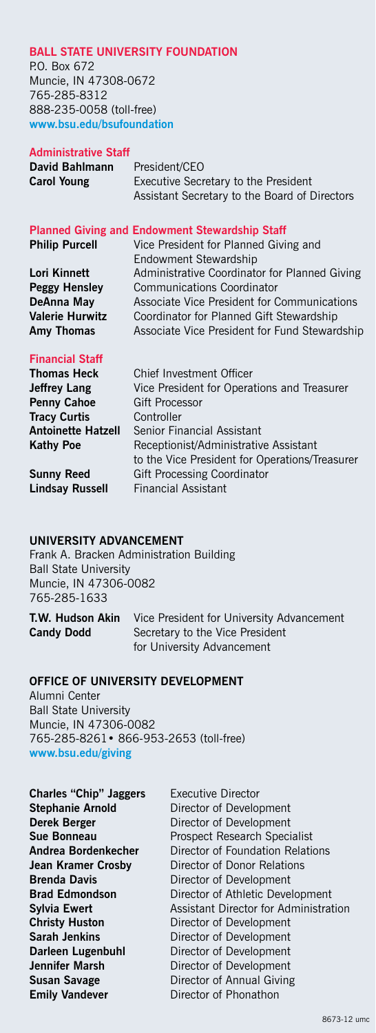## BALL STATE UNIVERSITY FOUNDATION

P.O. Box 672
Muncie, IN 47308-0672
765-285-8312
888-235-0058 (toll-free)
**www.bsu.edu/bsufoundation**

### Administrative Staff

| | |
|---|---|
| **David Bahlmann** | President/CEO |
| **Carol Young** | Executive Secretary to the President<br>Assistant Secretary to the Board of Directors |

### Planned Giving and Endowment Stewardship Staff

| | |
|---|---|
| **Philip Purcell** | Vice President for Planned Giving and Endowment Stewardship |
| **Lori Kinnett** | Administrative Coordinator for Planned Giving |
| **Peggy Hensley** | Communications Coordinator |
| **DeAnna May** | Associate Vice President for Communications |
| **Valerie Hurwitz** | Coordinator for Planned Gift Stewardship |
| **Amy Thomas** | Associate Vice President for Fund Stewardship |

### Financial Staff

| | |
|---|---|
| **Thomas Heck** | Chief Investment Officer |
| **Jeffrey Lang** | Vice President for Operations and Treasurer |
| **Penny Cahoe** | Gift Processor |
| **Tracy Curtis** | Controller |
| **Antoinette Hatzell** | Senior Financial Assistant |
| **Kathy Poe** | Receptionist/Administrative Assistant to the Vice President for Operations/Treasurer |
| **Sunny Reed** | Gift Processing Coordinator |
| **Lindsay Russell** | Financial Assistant |

## UNIVERSITY ADVANCEMENT

Frank A. Bracken Administration Building
Ball State University
Muncie, IN 47306-0082
765-285-1633

| | |
|---|---|
| **T.W. Hudson Akin** | Vice President for University Advancement |
| **Candy Dodd** | Secretary to the Vice President for University Advancement |

## OFFICE OF UNIVERSITY DEVELOPMENT

Alumni Center
Ball State University
Muncie, IN 47306-0082
765-285-8261• 866-953-2653 (toll-free)
**www.bsu.edu/giving**

| | |
|---|---|
| **Charles "Chip" Jaggers** | Executive Director |
| **Stephanie Arnold** | Director of Development |
| **Derek Berger** | Director of Development |
| **Sue Bonneau** | Prospect Research Specialist |
| **Andrea Bordenkecher** | Director of Foundation Relations |
| **Jean Kramer Crosby** | Director of Donor Relations |
| **Brenda Davis** | Director of Development |
| **Brad Edmondson** | Director of Athletic Development |
| **Sylvia Ewert** | Assistant Director for Administration |
| **Christy Huston** | Director of Development |
| **Sarah Jenkins** | Director of Development |
| **Darleen Lugenbuhl** | Director of Development |
| **Jennifer Marsh** | Director of Development |
| **Susan Savage** | Director of Annual Giving |
| **Emily Vandever** | Director of Phonathon |

8673-12 umc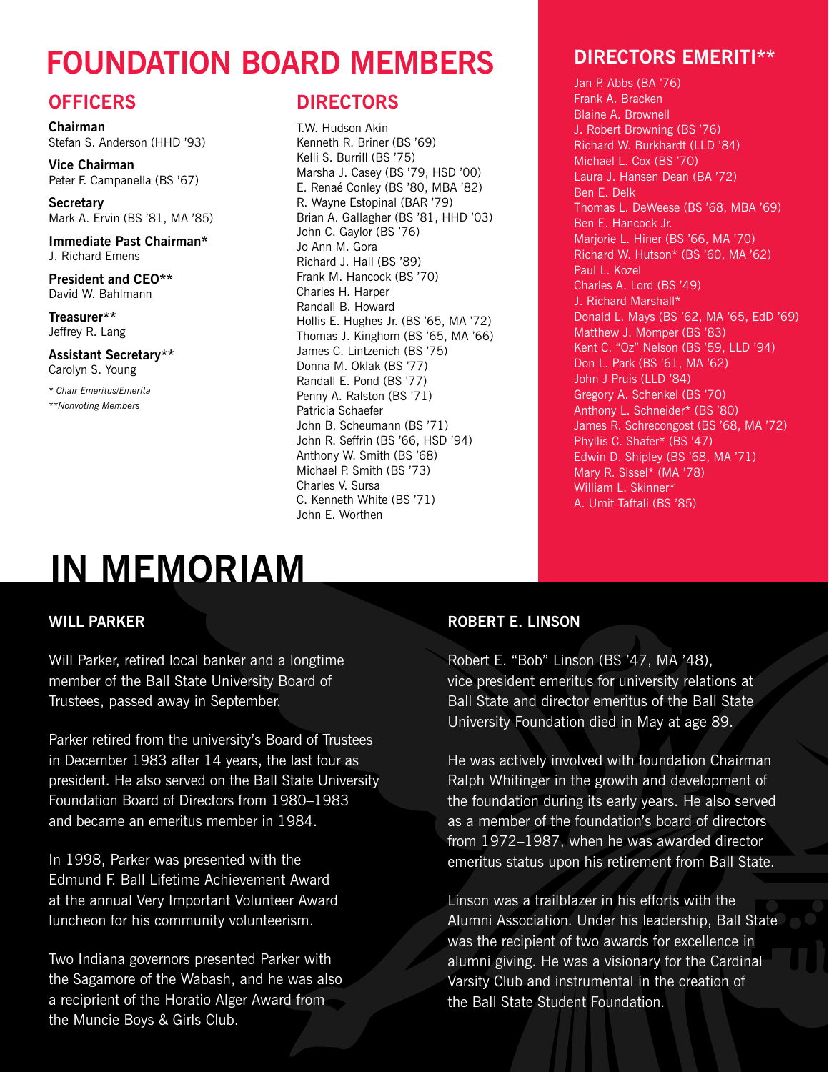# FOUNDATION BOARD MEMBERS

## OFFICERS

**Chairman**
Stefan S. Anderson (HHD '93)

**Vice Chairman**
Peter F. Campanella (BS '67)

**Secretary**
Mark A. Ervin (BS '81, MA '85)

**Immediate Past Chairman***
J. Richard Emens

**President and CEO****
David W. Bahlmann

**Treasurer****
Jeffrey R. Lang

**Assistant Secretary****
Carolyn S. Young

*\* Chair Emeritus/Emerita*
*\*\*Nonvoting Members*

## DIRECTORS

T.W. Hudson Akin
Kenneth R. Briner (BS '69)
Kelli S. Burrill (BS '75)
Marsha J. Casey (BS '79, HSD '00)
E. Renaé Conley (BS '80, MBA '82)
R. Wayne Estopinal (BAR '79)
Brian A. Gallagher (BS '81, HHD '03)
John C. Gaylor (BS '76)
Jo Ann M. Gora
Richard J. Hall (BS '89)
Frank M. Hancock (BS '70)
Charles H. Harper
Randall B. Howard
Hollis E. Hughes Jr. (BS '65, MA '72)
Thomas J. Kinghorn (BS '65, MA '66)
James C. Lintzenich (BS '75)
Donna M. Oklak (BS '77)
Randall E. Pond (BS '77)
Penny A. Ralston (BS '71)
Patricia Schaefer
John B. Scheumann (BS '71)
John R. Seffrin (BS '66, HSD '94)
Anthony W. Smith (BS '68)
Michael P. Smith (BS '73)
Charles V. Sursa
C. Kenneth White (BS '71)
John E. Worthen

## DIRECTORS EMERITI**

Jan P. Abbs (BA '76)
Frank A. Bracken
Blaine A. Brownell
J. Robert Browning (BS '76)
Richard W. Burkhardt (LLD '84)
Michael L. Cox (BS '70)
Laura J. Hansen Dean (BA '72)
Ben E. Delk
Thomas L. DeWeese (BS '68, MBA '69)
Ben E. Hancock Jr.
Marjorie L. Hiner (BS '66, MA '70)
Richard W. Hutson* (BS '60, MA '62)
Paul L. Kozel
Charles A. Lord (BS '49)
J. Richard Marshall*
Donald L. Mays (BS '62, MA '65, EdD '69)
Matthew J. Momper (BS '83)
Kent C. "Oz" Nelson (BS '59, LLD '94)
Don L. Park (BS '61, MA '62)
John J Pruis (LLD '84)
Gregory A. Schenkel (BS '70)
Anthony L. Schneider* (BS '80)
James R. Schrecongost (BS '68, MA '72)
Phyllis C. Shafer* (BS '47)
Edwin D. Shipley (BS '68, MA '71)
Mary R. Sissel* (MA '78)
William L. Skinner*
A. Umit Taftali (BS '85)

# IN MEMORIAM

## WILL PARKER

Will Parker, retired local banker and a longtime member of the Ball State University Board of Trustees, passed away in September.

Parker retired from the university's Board of Trustees in December 1983 after 14 years, the last four as president. He also served on the Ball State University Foundation Board of Directors from 1980–1983 and became an emeritus member in 1984.

In 1998, Parker was presented with the Edmund F. Ball Lifetime Achievement Award at the annual Very Important Volunteer Award luncheon for his community volunteerism.

Two Indiana governors presented Parker with the Sagamore of the Wabash, and he was also a recipient of the Horatio Alger Award from the Muncie Boys & Girls Club.

## ROBERT E. LINSON

Robert E. "Bob" Linson (BS '47, MA '48), vice president emeritus for university relations at Ball State and director emeritus of the Ball State University Foundation died in May at age 89.

He was actively involved with foundation Chairman Ralph Whitinger in the growth and development of the foundation during its early years. He also served as a member of the foundation's board of directors from 1972–1987, when he was awarded director emeritus status upon his retirement from Ball State.

Linson was a trailblazer in his efforts with the Alumni Association. Under his leadership, Ball State was the recipient of two awards for excellence in alumni giving. He was a visionary for the Cardinal Varsity Club and instrumental in the creation of the Ball State Student Foundation.